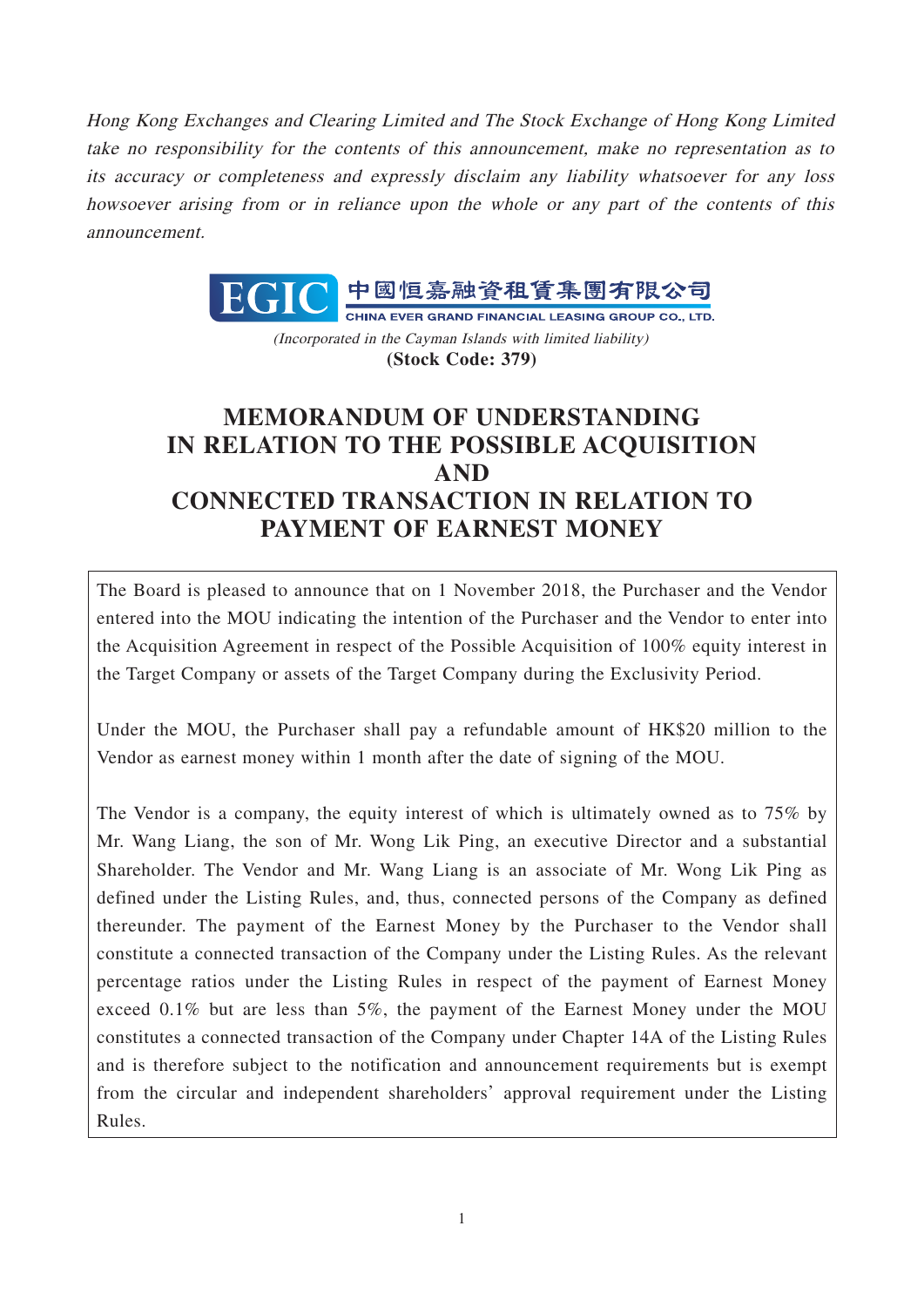*Hong Kong Exchanges and Clearing Limited and The Stock Exchange of Hong Kong Limited take no responsibility for the contents of this announcement, make no representation as to its accuracy or completeness and expressly disclaim any liability whatsoever for any loss howsoever arising from or in reliance upon the whole or any part of the contents of this announcement.*

EGIC 中國恒嘉融資租賃集團有限公司

CHINA EVER GRAND FINANCIAL LEASING GROUP CO., LTD.

*(Incorporated in the Cayman Islands with limited liability)*

**(Stock Code: 379)**

# MEMORANDUM OF UNDERSTANDING IN RELATION TO THE POSSIBLE ACQUISITION AND CONNECTED TRANSACTION IN RELATION TO PAYMENT OF EARNEST MONEY

The Board is pleased to announce that on 1 November 2018, the Purchaser and the Vendor entered into the MOU indicating the intention of the Purchaser and the Vendor to enter into the Acquisition Agreement in respect of the Possible Acquisition of 100% equity interest in the Target Company or assets of the Target Company during the Exclusivity Period.

Under the MOU, the Purchaser shall pay a refundable amount of HK$20 million to the Vendor as earnest money within 1 month after the date of signing of the MOU.

The Vendor is a company, the equity interest of which is ultimately owned as to 75% by Mr. Wang Liang, the son of Mr. Wong Lik Ping, an executive Director and a substantial Shareholder. The Vendor and Mr. Wang Liang is an associate of Mr. Wong Lik Ping as defined under the Listing Rules, and, thus, connected persons of the Company as defined thereunder. The payment of the Earnest Money by the Purchaser to the Vendor shall constitute a connected transaction of the Company under the Listing Rules. As the relevant percentage ratios under the Listing Rules in respect of the payment of Earnest Money exceed 0.1% but are less than 5%, the payment of the Earnest Money under the MOU constitutes a connected transaction of the Company under Chapter 14A of the Listing Rules and is therefore subject to the notification and announcement requirements but is exempt from the circular and independent shareholders' approval requirement under the Listing Rules.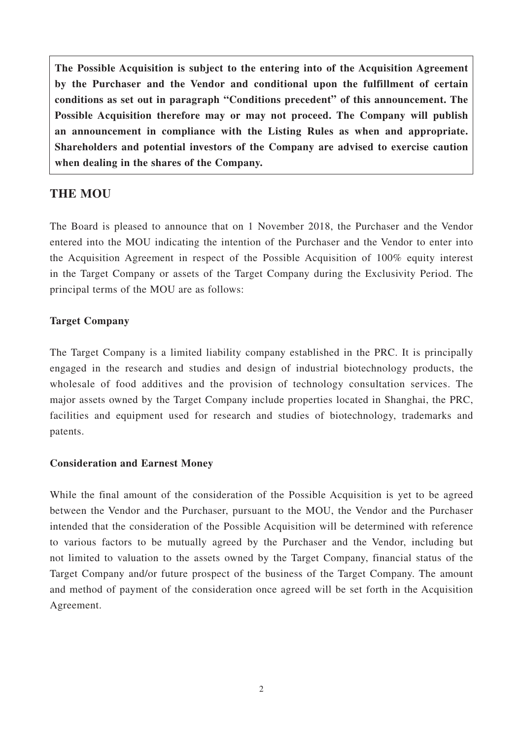**The Possible Acquisition is subject to the entering into of the Acquisition Agreement by the Purchaser and the Vendor and conditional upon the fulfillment of certain conditions as set out in paragraph "Conditions precedent" of this announcement. The Possible Acquisition therefore may or may not proceed. The Company will publish an announcement in compliance with the Listing Rules as when and appropriate. Shareholders and potential investors of the Company are advised to exercise caution when dealing in the shares of the Company.**

## THE MOU

The Board is pleased to announce that on 1 November 2018, the Purchaser and the Vendor entered into the MOU indicating the intention of the Purchaser and the Vendor to enter into the Acquisition Agreement in respect of the Possible Acquisition of 100% equity interest in the Target Company or assets of the Target Company during the Exclusivity Period. The principal terms of the MOU are as follows:

### Target Company

The Target Company is a limited liability company established in the PRC. It is principally engaged in the research and studies and design of industrial biotechnology products, the wholesale of food additives and the provision of technology consultation services. The major assets owned by the Target Company include properties located in Shanghai, the PRC, facilities and equipment used for research and studies of biotechnology, trademarks and patents.

### Consideration and Earnest Money

While the final amount of the consideration of the Possible Acquisition is yet to be agreed between the Vendor and the Purchaser, pursuant to the MOU, the Vendor and the Purchaser intended that the consideration of the Possible Acquisition will be determined with reference to various factors to be mutually agreed by the Purchaser and the Vendor, including but not limited to valuation to the assets owned by the Target Company, financial status of the Target Company and/or future prospect of the business of the Target Company. The amount and method of payment of the consideration once agreed will be set forth in the Acquisition Agreement.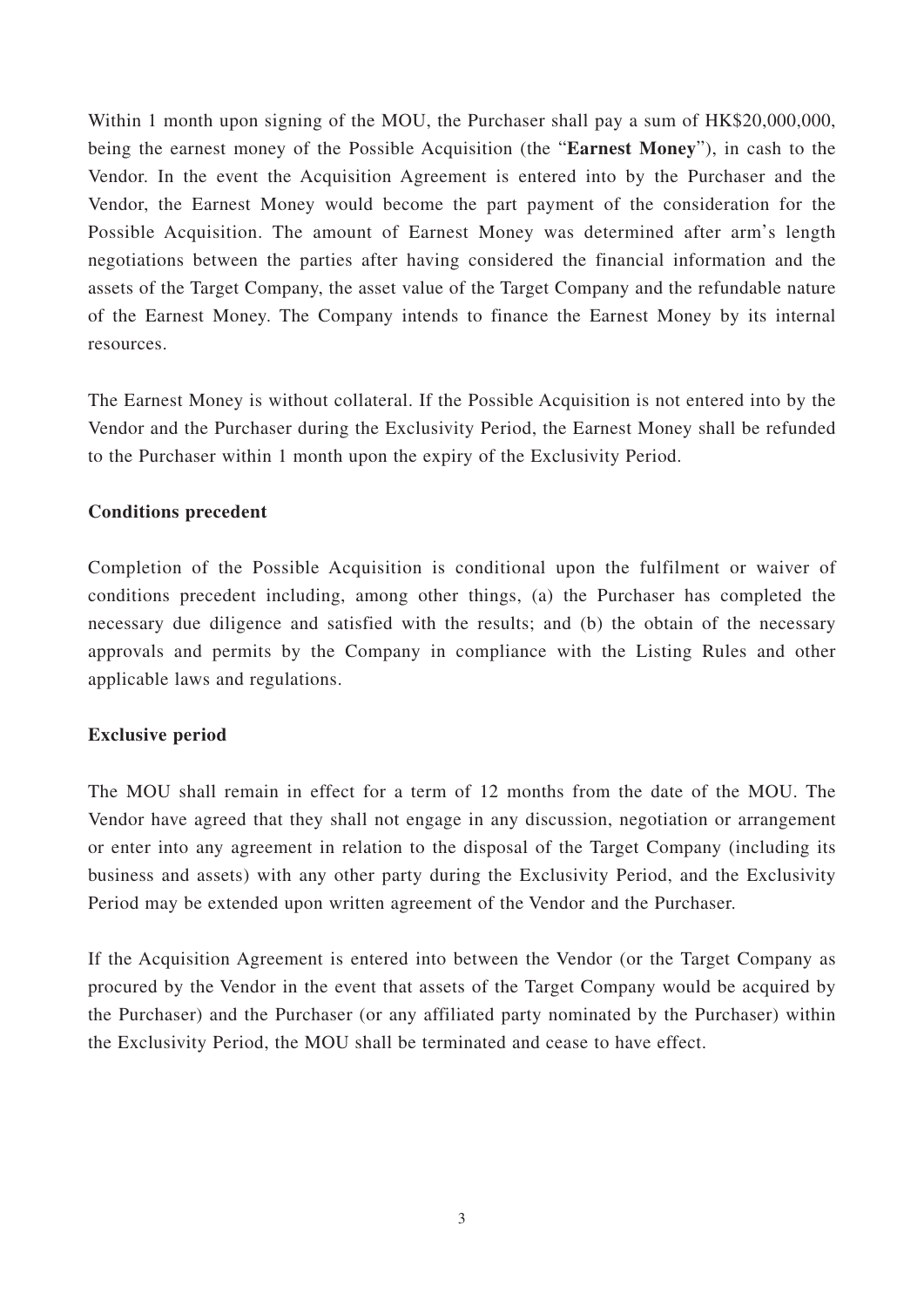Within 1 month upon signing of the MOU, the Purchaser shall pay a sum of HK$20,000,000, being the earnest money of the Possible Acquisition (the "**Earnest Money**"), in cash to the Vendor. In the event the Acquisition Agreement is entered into by the Purchaser and the Vendor, the Earnest Money would become the part payment of the consideration for the Possible Acquisition. The amount of Earnest Money was determined after arm's length negotiations between the parties after having considered the financial information and the assets of the Target Company, the asset value of the Target Company and the refundable nature of the Earnest Money. The Company intends to finance the Earnest Money by its internal resources.

The Earnest Money is without collateral. If the Possible Acquisition is not entered into by the Vendor and the Purchaser during the Exclusivity Period, the Earnest Money shall be refunded to the Purchaser within 1 month upon the expiry of the Exclusivity Period.

**Conditions precedent**

Completion of the Possible Acquisition is conditional upon the fulfilment or waiver of conditions precedent including, among other things, (a) the Purchaser has completed the necessary due diligence and satisfied with the results; and (b) the obtain of the necessary approvals and permits by the Company in compliance with the Listing Rules and other applicable laws and regulations.

**Exclusive period**

The MOU shall remain in effect for a term of 12 months from the date of the MOU. The Vendor have agreed that they shall not engage in any discussion, negotiation or arrangement or enter into any agreement in relation to the disposal of the Target Company (including its business and assets) with any other party during the Exclusivity Period, and the Exclusivity Period may be extended upon written agreement of the Vendor and the Purchaser.

If the Acquisition Agreement is entered into between the Vendor (or the Target Company as procured by the Vendor in the event that assets of the Target Company would be acquired by the Purchaser) and the Purchaser (or any affiliated party nominated by the Purchaser) within the Exclusivity Period, the MOU shall be terminated and cease to have effect.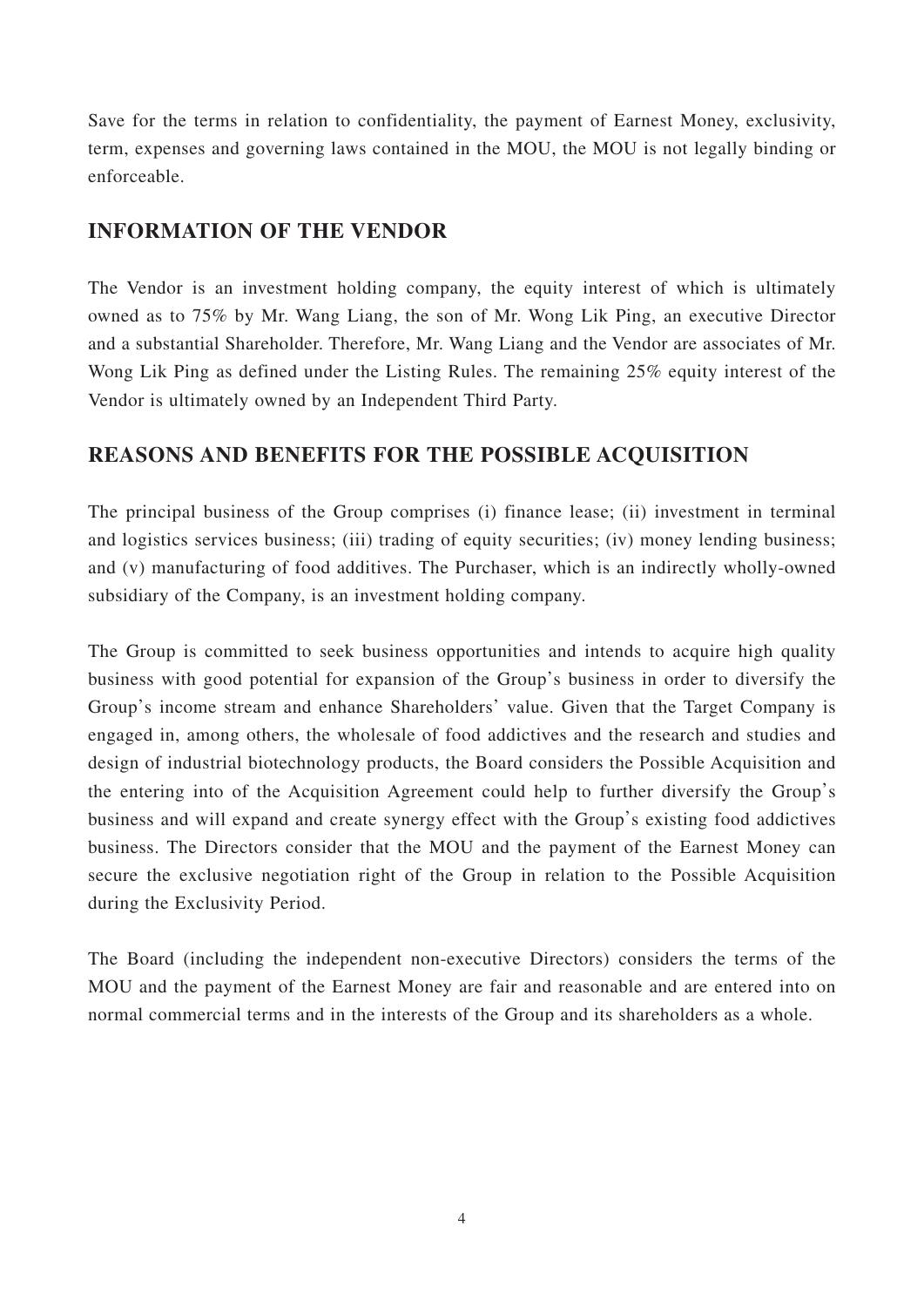Save for the terms in relation to confidentiality, the payment of Earnest Money, exclusivity, term, expenses and governing laws contained in the MOU, the MOU is not legally binding or enforceable.

## INFORMATION OF THE VENDOR

The Vendor is an investment holding company, the equity interest of which is ultimately owned as to 75% by Mr. Wang Liang, the son of Mr. Wong Lik Ping, an executive Director and a substantial Shareholder. Therefore, Mr. Wang Liang and the Vendor are associates of Mr. Wong Lik Ping as defined under the Listing Rules. The remaining 25% equity interest of the Vendor is ultimately owned by an Independent Third Party.

## REASONS AND BENEFITS FOR THE POSSIBLE ACQUISITION

The principal business of the Group comprises (i) finance lease; (ii) investment in terminal and logistics services business; (iii) trading of equity securities; (iv) money lending business; and (v) manufacturing of food additives. The Purchaser, which is an indirectly wholly-owned subsidiary of the Company, is an investment holding company.

The Group is committed to seek business opportunities and intends to acquire high quality business with good potential for expansion of the Group's business in order to diversify the Group's income stream and enhance Shareholders' value. Given that the Target Company is engaged in, among others, the wholesale of food addictives and the research and studies and design of industrial biotechnology products, the Board considers the Possible Acquisition and the entering into of the Acquisition Agreement could help to further diversify the Group's business and will expand and create synergy effect with the Group's existing food addictives business. The Directors consider that the MOU and the payment of the Earnest Money can secure the exclusive negotiation right of the Group in relation to the Possible Acquisition during the Exclusivity Period.

The Board (including the independent non-executive Directors) considers the terms of the MOU and the payment of the Earnest Money are fair and reasonable and are entered into on normal commercial terms and in the interests of the Group and its shareholders as a whole.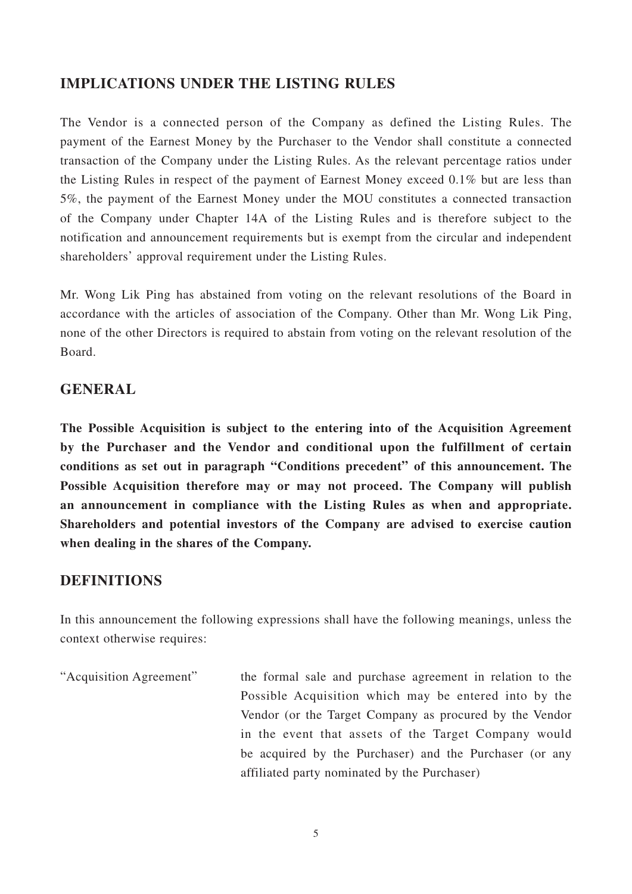## IMPLICATIONS UNDER THE LISTING RULES

The Vendor is a connected person of the Company as defined the Listing Rules. The payment of the Earnest Money by the Purchaser to the Vendor shall constitute a connected transaction of the Company under the Listing Rules. As the relevant percentage ratios under the Listing Rules in respect of the payment of Earnest Money exceed 0.1% but are less than 5%, the payment of the Earnest Money under the MOU constitutes a connected transaction of the Company under Chapter 14A of the Listing Rules and is therefore subject to the notification and announcement requirements but is exempt from the circular and independent shareholders' approval requirement under the Listing Rules.

Mr. Wong Lik Ping has abstained from voting on the relevant resolutions of the Board in accordance with the articles of association of the Company. Other than Mr. Wong Lik Ping, none of the other Directors is required to abstain from voting on the relevant resolution of the Board.

## GENERAL

**The Possible Acquisition is subject to the entering into of the Acquisition Agreement by the Purchaser and the Vendor and conditional upon the fulfillment of certain conditions as set out in paragraph "Conditions precedent" of this announcement. The Possible Acquisition therefore may or may not proceed. The Company will publish an announcement in compliance with the Listing Rules as when and appropriate. Shareholders and potential investors of the Company are advised to exercise caution when dealing in the shares of the Company.**

## DEFINITIONS

In this announcement the following expressions shall have the following meanings, unless the context otherwise requires:

| | |
|---|---|
| "Acquisition Agreement" | the formal sale and purchase agreement in relation to the Possible Acquisition which may be entered into by the Vendor (or the Target Company as procured by the Vendor in the event that assets of the Target Company would be acquired by the Purchaser) and the Purchaser (or any affiliated party nominated by the Purchaser) |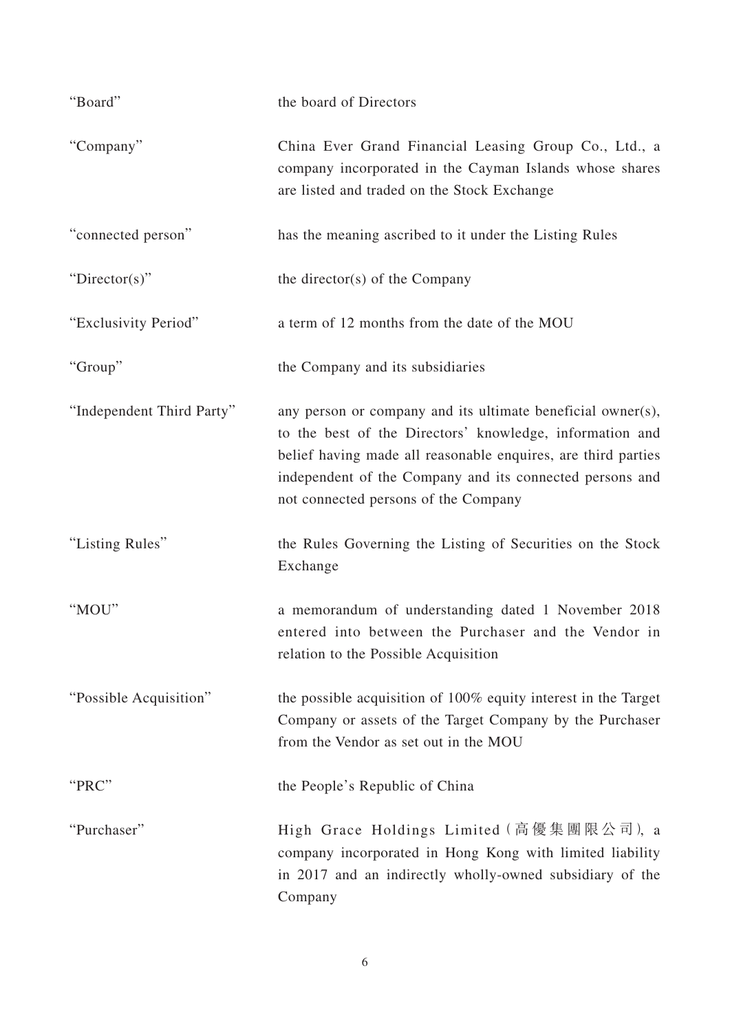| | |
|---|---|
| "Board" | the board of Directors |
| "Company" | China Ever Grand Financial Leasing Group Co., Ltd., a company incorporated in the Cayman Islands whose shares are listed and traded on the Stock Exchange |
| "connected person" | has the meaning ascribed to it under the Listing Rules |
| "Director(s)" | the director(s) of the Company |
| "Exclusivity Period" | a term of 12 months from the date of the MOU |
| "Group" | the Company and its subsidiaries |
| "Independent Third Party" | any person or company and its ultimate beneficial owner(s), to the best of the Directors' knowledge, information and belief having made all reasonable enquires, are third parties independent of the Company and its connected persons and not connected persons of the Company |
| "Listing Rules" | the Rules Governing the Listing of Securities on the Stock Exchange |
| "MOU" | a memorandum of understanding dated 1 November 2018 entered into between the Purchaser and the Vendor in relation to the Possible Acquisition |
| "Possible Acquisition" | the possible acquisition of 100% equity interest in the Target Company or assets of the Target Company by the Purchaser from the Vendor as set out in the MOU |
| "PRC" | the People's Republic of China |
| "Purchaser" | High Grace Holdings Limited (高優集團限公司), a company incorporated in Hong Kong with limited liability in 2017 and an indirectly wholly-owned subsidiary of the Company |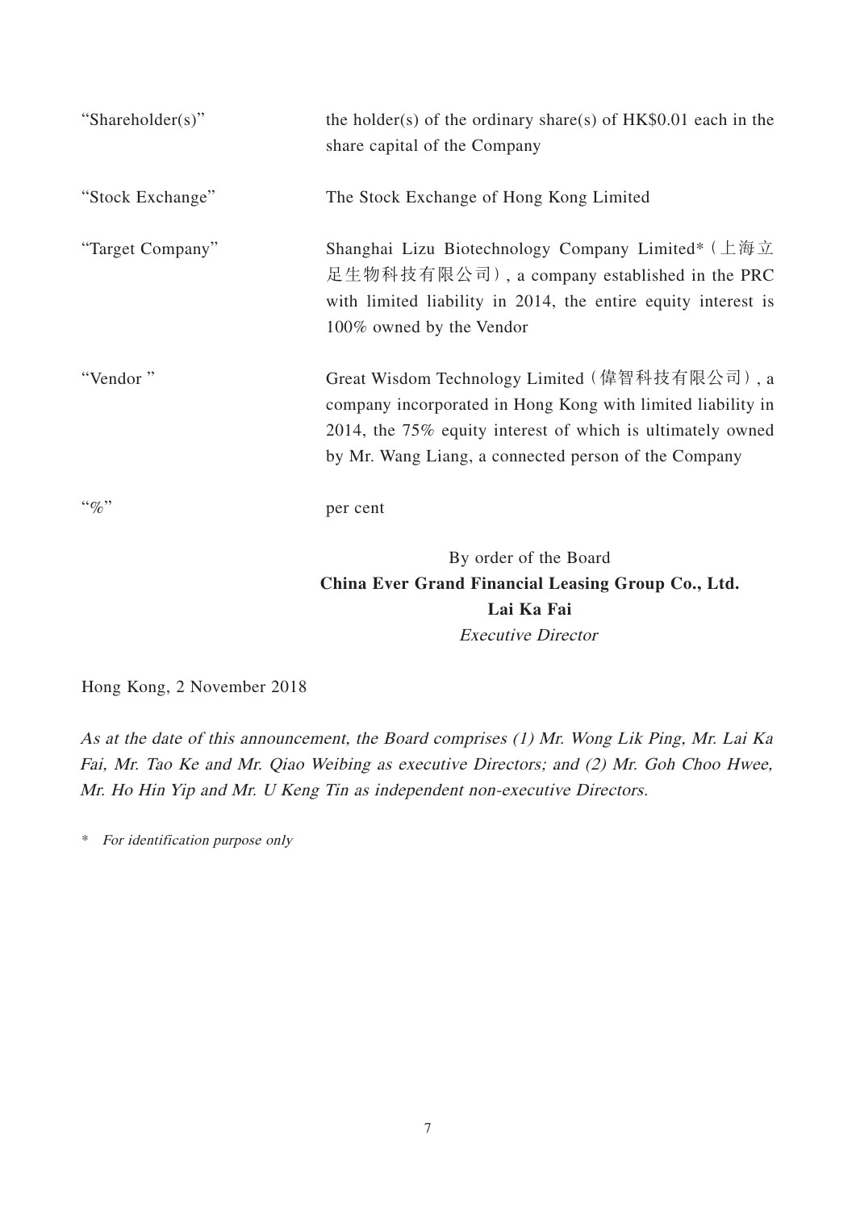| | |
|---|---|
| "Shareholder(s)" | the holder(s) of the ordinary share(s) of HK$0.01 each in the share capital of the Company |
| "Stock Exchange" | The Stock Exchange of Hong Kong Limited |
| "Target Company" | Shanghai Lizu Biotechnology Company Limited*（上海立足生物科技有限公司）, a company established in the PRC with limited liability in 2014, the entire equity interest is 100% owned by the Vendor |
| "Vendor " | Great Wisdom Technology Limited（偉智科技有限公司）, a company incorporated in Hong Kong with limited liability in 2014, the 75% equity interest of which is ultimately owned by Mr. Wang Liang, a connected person of the Company |
| "%" | per cent |

By order of the Board
**China Ever Grand Financial Leasing Group Co., Ltd.**
**Lai Ka Fai**
*Executive Director*

Hong Kong, 2 November 2018

*As at the date of this announcement, the Board comprises (1) Mr. Wong Lik Ping, Mr. Lai Ka Fai, Mr. Tao Ke and Mr. Qiao Weibing as executive Directors; and (2) Mr. Goh Choo Hwee, Mr. Ho Hin Yip and Mr. U Keng Tin as independent non-executive Directors.*

\* *For identification purpose only*